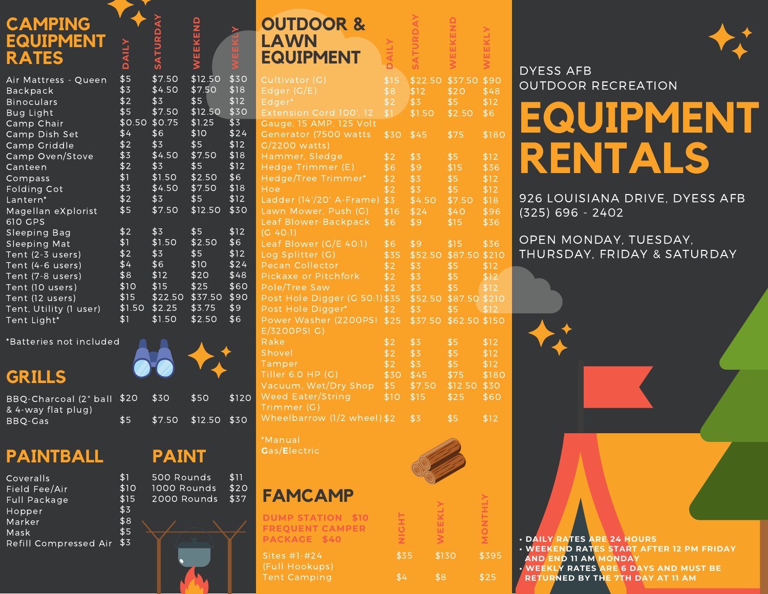# CAMPING EQUIPMENT RATES

| Item | DAILY | SATURDAY | WEEKEND | WEEKLY |
|---|---|---|---|---|
| Air Mattress - Queen | $5 | $7.50 | $12.50 | $30 |
| Backpack | $3 | $4.50 | $7.50 | $18 |
| Binoculars | $2 | $3 | $5 | $12 |
| Bug Light | $5 | $7.50 | $12.50 | $30 |
| Camp Chair | $0.50 | $0.75 | $1.25 | $3 |
| Camp Dish Set | $4 | $6 | $10 | $24 |
| Camp Griddle | $2 | $3 | $5 | $12 |
| Camp Oven/Stove | $3 | $4.50 | $7.50 | $18 |
| Canteen | $2 | $3 | $5 | $12 |
| Compass | $1 | $1.50 | $2.50 | $6 |
| Folding Cot | $3 | $4.50 | $7.50 | $18 |
| Lantern* | $2 | $3 | $5 | $12 |
| Magellan eXplorist 610 GPS | $5 | $7.50 | $12.50 | $30 |
| Sleeping Bag | $2 | $3 | $5 | $12 |
| Sleeping Mat | $1 | $1.50 | $2.50 | $6 |
| Tent (2-3 users) | $2 | $3 | $5 | $12 |
| Tent (4-6 users) | $4 | $6 | $10 | $24 |
| Tent (7-8 users) | $8 | $12 | $20 | $48 |
| Tent (10 users) | $10 | $15 | $25 | $60 |
| Tent (12 users) | $15 | $22.50 | $37.50 | $90 |
| Tent, Utility (1 user) | $1.50 | $2.25 | $3.75 | $9 |
| Tent Light* | $1 | $1.50 | $2.50 | $6 |

*Batteries not included

## GRILLS

| Item | DAILY | SATURDAY | WEEKEND | WEEKLY |
|---|---|---|---|---|
| BBQ-Charcoal (2" ball & 4-way flat plug) | $20 | $30 | $50 | $120 |
| BBQ-Gas | $5 | $7.50 | $12.50 | $30 |

## PAINTBALL

| Item | Price |
|---|---|
| Coveralls | $1 |
| Field Fee/Air | $10 |
| Full Package | $15 |
| Hopper | $3 |
| Marker | $8 |
| Mask | $5 |
| Refill Compressed Air | $3 |

## PAINT

| Item | Price |
|---|---|
| 500 Rounds | $11 |
| 1000 Rounds | $20 |
| 2000 Rounds | $37 |

# OUTDOOR & LAWN EQUIPMENT

| Item | DAILY | SATURDAY | WEEKEND | WEEKLY |
|---|---|---|---|---|
| Cultivator (G) | $15 | $22.50 | $37.50 | $90 |
| Edger (G/E) | $8 | $12 | $20 | $48 |
| Edger* | $2 | $3 | $5 | $12 |
| Extension Cord 100', 12 Gauge, 15 AMP, 125 Volt | $1 | $1.50 | $2.50 | $6 |
| Generator (7500 watts G/2200 watts) | $30 | $45 | $75 | $180 |
| Hammer, Sledge | $2 | $3 | $5 | $12 |
| Hedge Trimmer (E) | $6 | $9 | $15 | $36 |
| Hedge/Tree Trimmer* | $2 | $3 | $5 | $12 |
| Hoe | $2 | $3 | $5 | $12 |
| Ladder (14'/20' A-Frame) | $3 | $4.50 | $7.50 | $18 |
| Lawn Mower, Push (G) | $16 | $24 | $40 | $96 |
| Leaf Blower-Backpack (G 40:1) | $6 | $9 | $15 | $36 |
| Leaf Blower (G/E 40:1) | $6 | $9 | $15 | $36 |
| Log Splitter (G) | $35 | $52.50 | $87.50 | $210 |
| Pecan Collector | $2 | $3 | $5 | $12 |
| Pickaxe or Pitchfork | $2 | $3 | $5 | $12 |
| Pole/Tree Saw | $2 | $3 | $5 | $12 |
| Post Hole Digger (G 50:1) | $35 | $52.50 | $87.50 | $210 |
| Post Hole Digger* | $2 | $3 | $5 | $12 |
| Power Washer (2200PSI E/3200PSI G) | $25 | $37.50 | $62.50 | $150 |
| Rake | $2 | $3 | $5 | $12 |
| Shovel | $2 | $3 | $5 | $12 |
| Tamper | $2 | $3 | $5 | $12 |
| Tiller 6.0 HP (G) | $30 | $45 | $75 | $180 |
| Vacuum, Wet/Dry Shop | $5 | $7.50 | $12.50 | $30 |
| Weed Eater/String Trimmer (G) | $10 | $15 | $25 | $60 |
| Wheelbarrow (1/2 wheel) | $2 | $3 | $5 | $12 |

*Manual
Gas/Electric

## FAMCAMP

**DUMP STATION $10**
**FREQUENT CAMPER PACKAGE $40**

| Item | NIGHT | WEEKLY | MONTHLY |
|---|---|---|---|
| Sites #1-#24 (Full Hookups) | $35 | $130 | $395 |
| Tent Camping | $4 | $8 | $25 |

DYESS AFB
OUTDOOR RECREATION

# EQUIPMENT RENTALS

926 LOUISIANA DRIVE, DYESS AFB
(325) 696 - 2402

OPEN MONDAY, TUESDAY, THURSDAY, FRIDAY & SATURDAY

- **DAILY RATES ARE 24 HOURS**
- **WEEKEND RATES START AFTER 12 PM FRIDAY AND END 11 AM MONDAY**
- **WEEKLY RATES ARE 6 DAYS AND MUST BE RETURNED BY THE 7TH DAY AT 11 AM**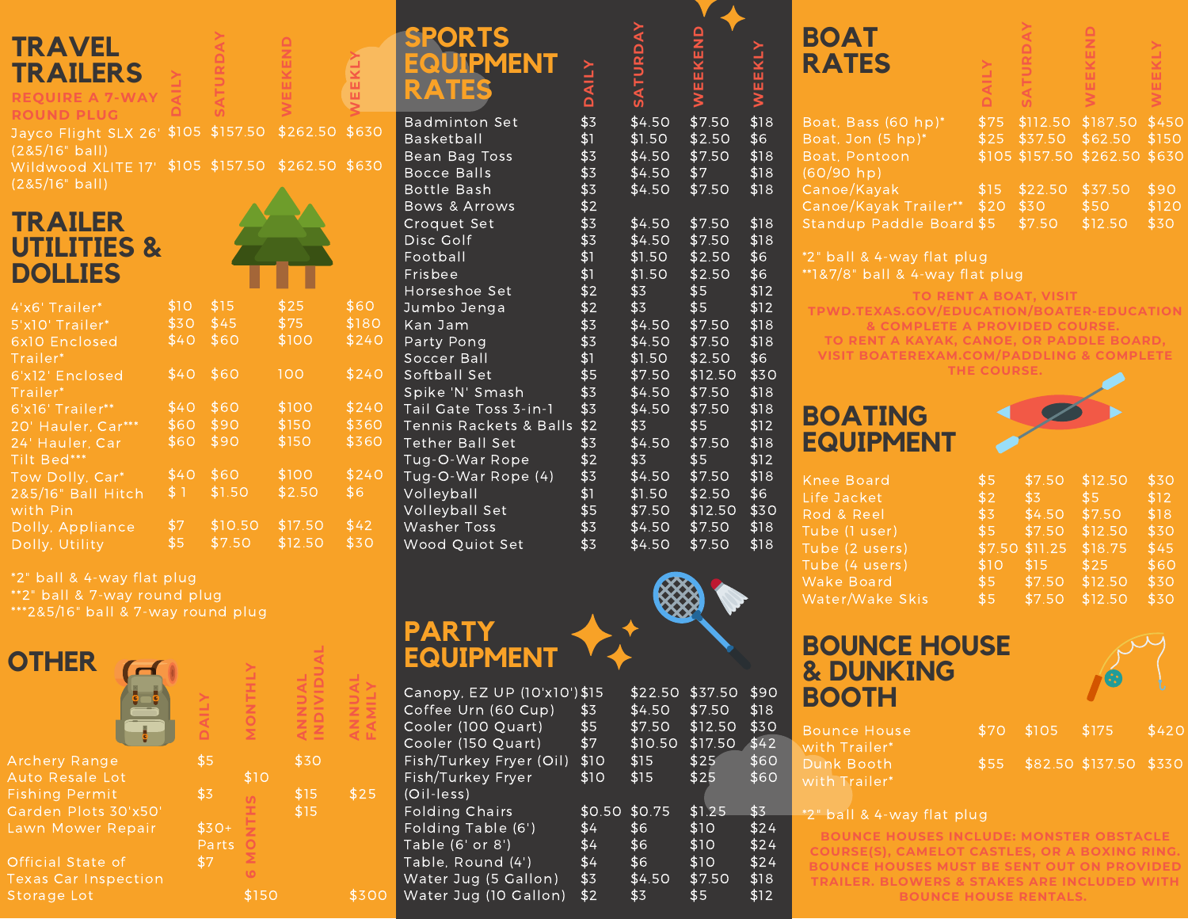## TRAVEL TRAILERS

**REQUIRE A 7-WAY ROUND PLUG**

| Item | Daily | Saturday | Weekend | Weekly |
|---|---|---|---|---|
| Jayco Flight SLX 26' (2&5/16" ball) | $105 | $157.50 | $262.50 | $630 |
| Wildwood XLITE 17' (2&5/16" ball) | $105 | $157.50 | $262.50 | $630 |

## TRAILER UTILITIES & DOLLIES

| Item | Daily | Saturday | Weekend | Weekly |
|---|---|---|---|---|
| 4'x6' Trailer* | $10 | $15 | $25 | $60 |
| 5'x10' Trailer* | $30 | $45 | $75 | $180 |
| 6x10 Enclosed Trailer* | $40 | $60 | $100 | $240 |
| 6'x12' Enclosed Trailer* | $40 | $60 | 100 | $240 |
| 6'x16' Trailer** | $40 | $60 | $100 | $240 |
| 20' Hauler, Car*** | $60 | $90 | $150 | $360 |
| 24' Hauler, Car Tilt Bed*** | $60 | $90 | $150 | $360 |
| Tow Dolly, Car* | $40 | $60 | $100 | $240 |
| 2&5/16" Ball Hitch with Pin | $1 | $1.50 | $2.50 | $6 |
| Dolly, Appliance | $7 | $10.50 | $17.50 | $42 |
| Dolly, Utility | $5 | $7.50 | $12.50 | $30 |

*2" ball & 4-way flat plug
**2" ball & 7-way round plug
***2&5/16" ball & 7-way round plug

## OTHER

| Item | Daily | Monthly | Annual Individual | Annual Family |
|---|---|---|---|---|
| Archery Range | $5 | | $30 | |
| Auto Resale Lot | | $10 | | |
| Fishing Permit | $3 | | $15 | $25 |
| Garden Plots 30'x50' | | | $15 | |
| Lawn Mower Repair | $30+ Parts | | | |
| Official State of Texas Car Inspection | $7 | | | |
| Storage Lot | | $150 (6 months) | | $300 |

## SPORTS EQUIPMENT RATES

| Item | Daily | Saturday | Weekend | Weekly |
|---|---|---|---|---|
| Badminton Set | $3 | $4.50 | $7.50 | $18 |
| Basketball | $1 | $1.50 | $2.50 | $6 |
| Bean Bag Toss | $3 | $4.50 | $7.50 | $18 |
| Bocce Balls | $3 | $4.50 | $7 | $18 |
| Bottle Bash | $3 | $4.50 | $7.50 | $18 |
| Bows & Arrows | $2 | | | |
| Croquet Set | $3 | $4.50 | $7.50 | $18 |
| Disc Golf | $3 | $4.50 | $7.50 | $18 |
| Football | $1 | $1.50 | $2.50 | $6 |
| Frisbee | $1 | $1.50 | $2.50 | $6 |
| Horseshoe Set | $2 | $3 | $5 | $12 |
| Jumbo Jenga | $2 | $3 | $5 | $12 |
| Kan Jam | $3 | $4.50 | $7.50 | $18 |
| Party Pong | $3 | $4.50 | $7.50 | $18 |
| Soccer Ball | $1 | $1.50 | $2.50 | $6 |
| Softball Set | $5 | $7.50 | $12.50 | $30 |
| Spike 'N' Smash | $3 | $4.50 | $7.50 | $18 |
| Tail Gate Toss 3-in-1 | $3 | $4.50 | $7.50 | $18 |
| Tennis Rackets & Balls | $2 | $3 | $5 | $12 |
| Tether Ball Set | $3 | $4.50 | $7.50 | $18 |
| Tug-O-War Rope | $2 | $3 | $5 | $12 |
| Tug-O-War Rope (4) | $3 | $4.50 | $7.50 | $18 |
| Volleyball | $1 | $1.50 | $2.50 | $6 |
| Volleyball Set | $5 | $7.50 | $12.50 | $30 |
| Washer Toss | $3 | $4.50 | $7.50 | $18 |
| Wood Quiot Set | $3 | $4.50 | $7.50 | $18 |

## PARTY EQUIPMENT

| Item | Daily | Saturday | Weekend | Weekly |
|---|---|---|---|---|
| Canopy, EZ UP (10'x10') | $15 | $22.50 | $37.50 | $90 |
| Coffee Urn (60 Cup) | $3 | $4.50 | $7.50 | $18 |
| Cooler (100 Quart) | $5 | $7.50 | $12.50 | $30 |
| Cooler (150 Quart) | $7 | $10.50 | $17.50 | $42 |
| Fish/Turkey Fryer (Oil) | $10 | $15 | $25 | $60 |
| Fish/Turkey Fryer (Oil-less) | $10 | $15 | $25 | $60 |
| Folding Chairs | $0.50 | $0.75 | $1.25 | $3 |
| Folding Table (6') | $4 | $6 | $10 | $24 |
| Table (6' or 8') | $4 | $6 | $10 | $24 |
| Table, Round (4') | $4 | $6 | $10 | $24 |
| Water Jug (5 Gallon) | $3 | $4.50 | $7.50 | $18 |
| Water Jug (10 Gallon) | $2 | $3 | $5 | $12 |

## BOAT RATES

| Item | Daily | Saturday | Weekend | Weekly |
|---|---|---|---|---|
| Boat, Bass (60 hp)* | $75 | $112.50 | $187.50 | $450 |
| Boat, Jon (5 hp)* | $25 | $37.50 | $62.50 | $150 |
| Boat, Pontoon (60/90 hp) | $105 | $157.50 | $262.50 | $630 |
| Canoe/Kayak | $15 | $22.50 | $37.50 | $90 |
| Canoe/Kayak Trailer** | $20 | $30 | $50 | $120 |
| Standup Paddle Board | $5 | $7.50 | $12.50 | $30 |

*2" ball & 4-way flat plug
**1&7/8" ball & 4-way flat plug

**TO RENT A BOAT, VISIT TPWD.TEXAS.GOV/EDUCATION/BOATER-EDUCATION & COMPLETE A PROVIDED COURSE. TO RENT A KAYAK, CANOE, OR PADDLE BOARD, VISIT BOATEREXAM.COM/PADDLING & COMPLETE THE COURSE.**

## BOATING EQUIPMENT

| Item | Daily | Saturday | Weekend | Weekly |
|---|---|---|---|---|
| Knee Board | $5 | $7.50 | $12.50 | $30 |
| Life Jacket | $2 | $3 | $5 | $12 |
| Rod & Reel | $3 | $4.50 | $7.50 | $18 |
| Tube (1 user) | $5 | $7.50 | $12.50 | $30 |
| Tube (2 users) | $7.50 | $11.25 | $18.75 | $45 |
| Tube (4 users) | $10 | $15 | $25 | $60 |
| Wake Board | $5 | $7.50 | $12.50 | $30 |
| Water/Wake Skis | $5 | $7.50 | $12.50 | $30 |

## BOUNCE HOUSE & DUNKING BOOTH

| Item | Daily | Saturday | Weekend | Weekly |
|---|---|---|---|---|
| Bounce House with Trailer* | $70 | $105 | $175 | $420 |
| Dunk Booth with Trailer* | $55 | $82.50 | $137.50 | $330 |

*2" ball & 4-way flat plug

**BOUNCE HOUSES INCLUDE: MONSTER OBSTACLE COURSE(S), CAMELOT CASTLES, OR A BOXING RING. BOUNCE HOUSES MUST BE SENT OUT ON PROVIDED TRAILER. BLOWERS & STAKES ARE INCLUDED WITH BOUNCE HOUSE RENTALS.**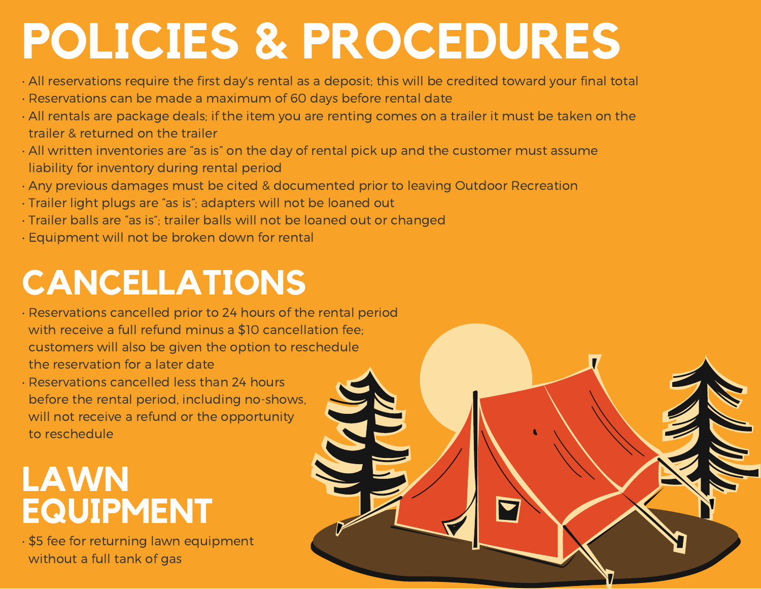# POLICIES & PROCEDURES

- All reservations require the first day's rental as a deposit; this will be credited toward your final total
- Reservations can be made a maximum of 60 days before rental date
- All rentals are package deals; if the item you are renting comes on a trailer it must be taken on the trailer & returned on the trailer
- All written inventories are "as is" on the day of rental pick up and the customer must assume liability for inventory during rental period
- Any previous damages must be cited & documented prior to leaving Outdoor Recreation
- Trailer light plugs are "as is"; adapters will not be loaned out
- Trailer balls are "as is"; trailer balls will not be loaned out or changed
- Equipment will not be broken down for rental

# CANCELLATIONS

- Reservations cancelled prior to 24 hours of the rental period with receive a full refund minus a $10 cancellation fee; customers will also be given the option to reschedule the reservation for a later date
- Reservations cancelled less than 24 hours before the rental period, including no-shows, will not receive a refund or the opportunity to reschedule

# LAWN EQUIPMENT

- $5 fee for returning lawn equipment without a full tank of gas